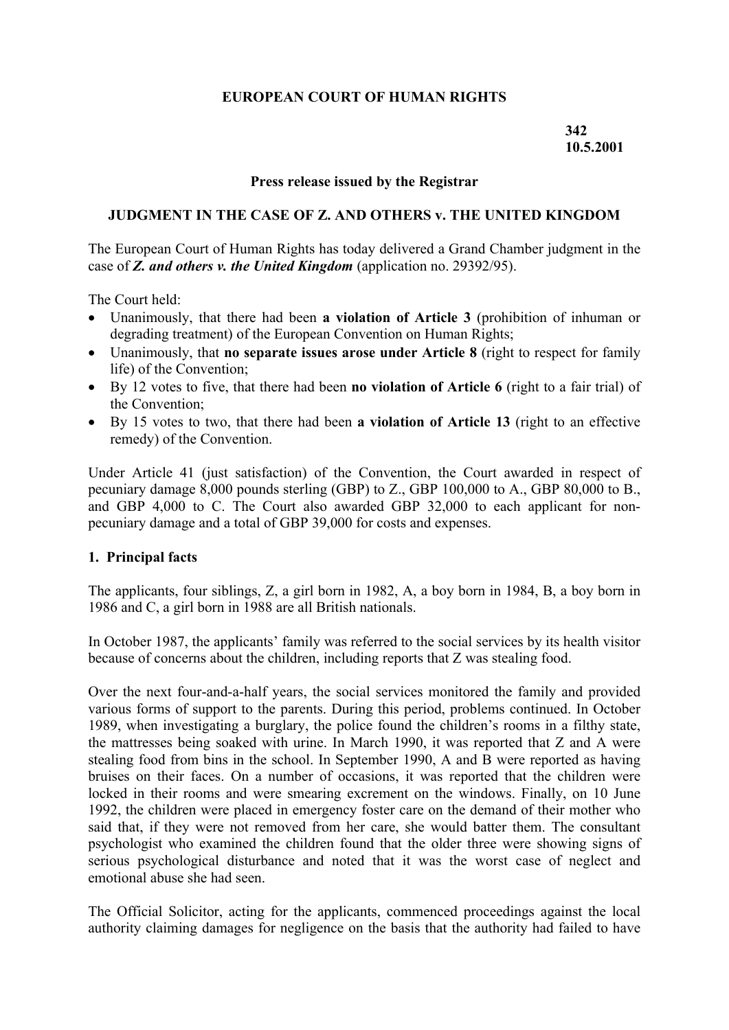**EUROPEAN COURT OF HUMAN RIGHTS**

**342**
**10.5.2001**

**Press release issued by the Registrar**

**JUDGMENT IN THE CASE OF Z. AND OTHERS v. THE UNITED KINGDOM**

The European Court of Human Rights has today delivered a Grand Chamber judgment in the case of ***Z. and others v. the United Kingdom*** (application no. 29392/95).

The Court held:

- Unanimously, that there had been **a violation of Article 3** (prohibition of inhuman or degrading treatment) of the European Convention on Human Rights;
- Unanimously, that **no separate issues arose under Article 8** (right to respect for family life) of the Convention;
- By 12 votes to five, that there had been **no violation of Article 6** (right to a fair trial) of the Convention;
- By 15 votes to two, that there had been **a violation of Article 13** (right to an effective remedy) of the Convention.

Under Article 41 (just satisfaction) of the Convention, the Court awarded in respect of pecuniary damage 8,000 pounds sterling (GBP) to Z., GBP 100,000 to A., GBP 80,000 to B., and GBP 4,000 to C. The Court also awarded GBP 32,000 to each applicant for non-pecuniary damage and a total of GBP 39,000 for costs and expenses.

## 1. Principal facts

The applicants, four siblings, Z, a girl born in 1982, A, a boy born in 1984, B, a boy born in 1986 and C, a girl born in 1988 are all British nationals.

In October 1987, the applicants' family was referred to the social services by its health visitor because of concerns about the children, including reports that Z was stealing food.

Over the next four-and-a-half years, the social services monitored the family and provided various forms of support to the parents. During this period, problems continued. In October 1989, when investigating a burglary, the police found the children's rooms in a filthy state, the mattresses being soaked with urine. In March 1990, it was reported that Z and A were stealing food from bins in the school. In September 1990, A and B were reported as having bruises on their faces. On a number of occasions, it was reported that the children were locked in their rooms and were smearing excrement on the windows. Finally, on 10 June 1992, the children were placed in emergency foster care on the demand of their mother who said that, if they were not removed from her care, she would batter them. The consultant psychologist who examined the children found that the older three were showing signs of serious psychological disturbance and noted that it was the worst case of neglect and emotional abuse she had seen.

The Official Solicitor, acting for the applicants, commenced proceedings against the local authority claiming damages for negligence on the basis that the authority had failed to have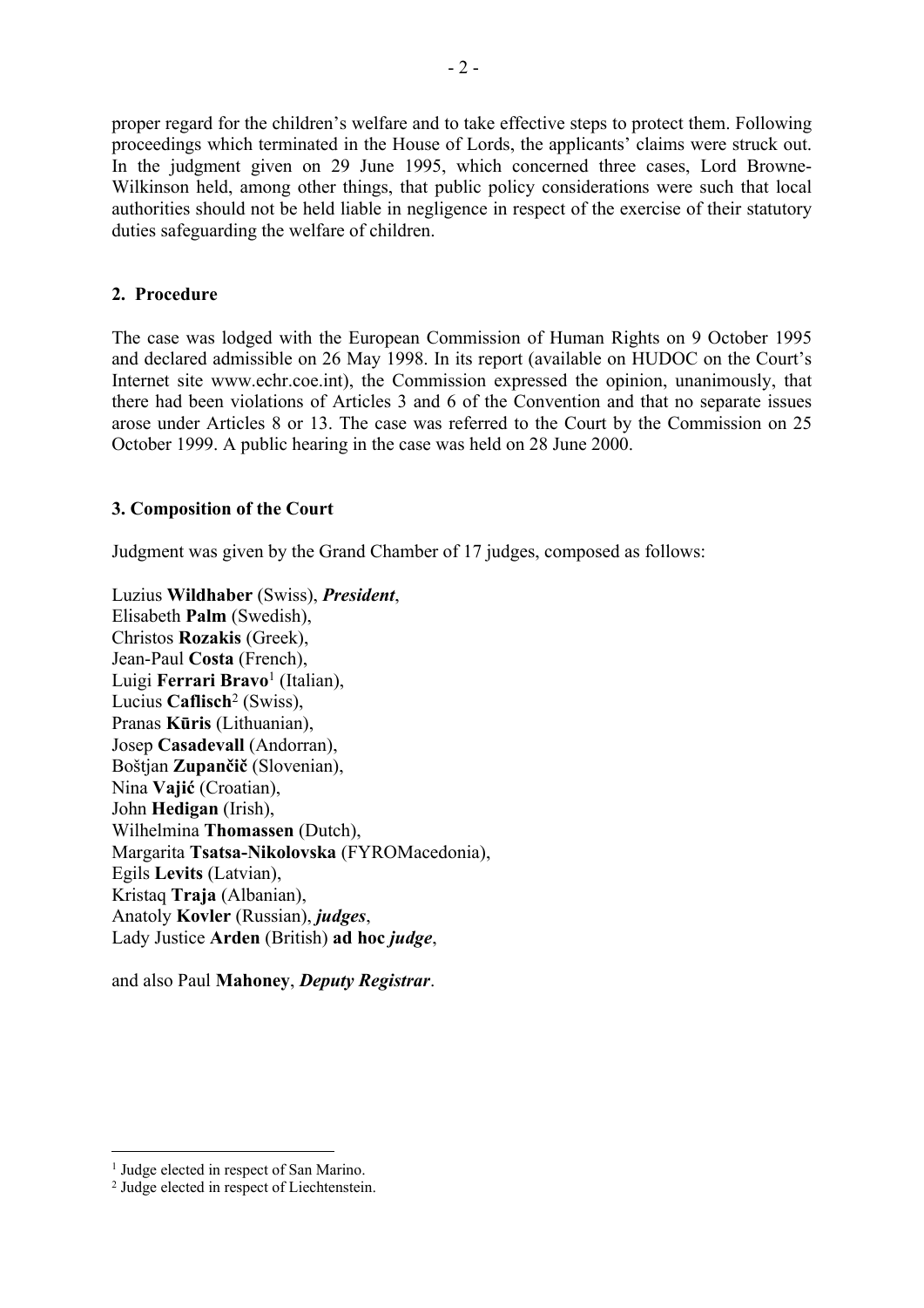proper regard for the children's welfare and to take effective steps to protect them. Following proceedings which terminated in the House of Lords, the applicants' claims were struck out. In the judgment given on 29 June 1995, which concerned three cases, Lord Browne-Wilkinson held, among other things, that public policy considerations were such that local authorities should not be held liable in negligence in respect of the exercise of their statutory duties safeguarding the welfare of children.

## 2. Procedure

The case was lodged with the European Commission of Human Rights on 9 October 1995 and declared admissible on 26 May 1998. In its report (available on HUDOC on the Court's Internet site www.echr.coe.int), the Commission expressed the opinion, unanimously, that there had been violations of Articles 3 and 6 of the Convention and that no separate issues arose under Articles 8 or 13. The case was referred to the Court by the Commission on 25 October 1999. A public hearing in the case was held on 28 June 2000.

## 3. Composition of the Court

Judgment was given by the Grand Chamber of 17 judges, composed as follows:

Luzius **Wildhaber** (Swiss), ***President***,
Elisabeth **Palm** (Swedish),
Christos **Rozakis** (Greek),
Jean-Paul **Costa** (French),
Luigi **Ferrari Bravo**[1] (Italian),
Lucius **Caflisch**[2] (Swiss),
Pranas **Kūris** (Lithuanian),
Josep **Casadevall** (Andorran),
Boštjan **Zupančič** (Slovenian),
Nina **Vajić** (Croatian),
John **Hedigan** (Irish),
Wilhelmina **Thomassen** (Dutch),
Margarita **Tsatsa-Nikolovska** (FYROMacedonia),
Egils **Levits** (Latvian),
Kristaq **Traja** (Albanian),
Anatoly **Kovler** (Russian), ***judges***,
Lady Justice **Arden** (British) **ad hoc** ***judge***,

and also Paul **Mahoney**, ***Deputy Registrar***.

---

[1] Judge elected in respect of San Marino.
[2] Judge elected in respect of Liechtenstein.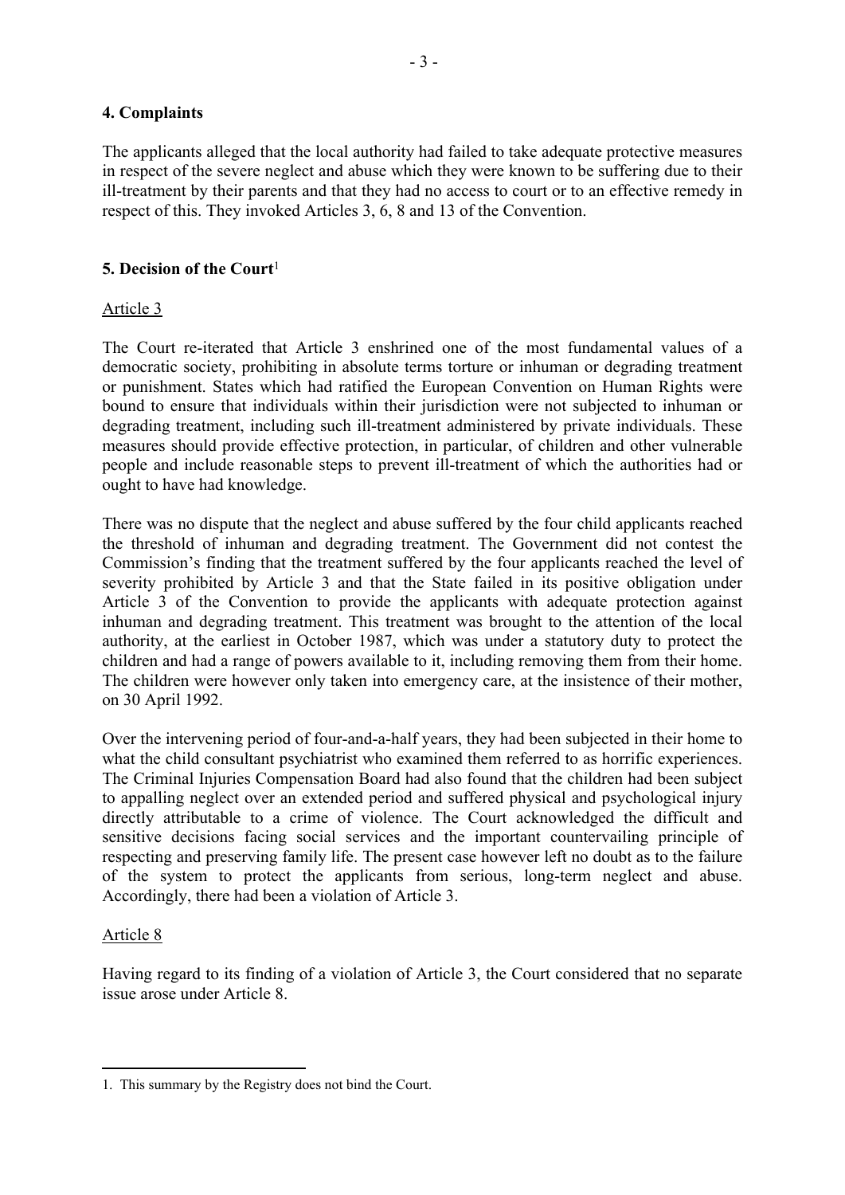## 4. Complaints

The applicants alleged that the local authority had failed to take adequate protective measures in respect of the severe neglect and abuse which they were known to be suffering due to their ill-treatment by their parents and that they had no access to court or to an effective remedy in respect of this. They invoked Articles 3, 6, 8 and 13 of the Convention.

## 5. Decision of the Court[1]

Article 3

The Court re-iterated that Article 3 enshrined one of the most fundamental values of a democratic society, prohibiting in absolute terms torture or inhuman or degrading treatment or punishment. States which had ratified the European Convention on Human Rights were bound to ensure that individuals within their jurisdiction were not subjected to inhuman or degrading treatment, including such ill-treatment administered by private individuals. These measures should provide effective protection, in particular, of children and other vulnerable people and include reasonable steps to prevent ill-treatment of which the authorities had or ought to have had knowledge.

There was no dispute that the neglect and abuse suffered by the four child applicants reached the threshold of inhuman and degrading treatment. The Government did not contest the Commission's finding that the treatment suffered by the four applicants reached the level of severity prohibited by Article 3 and that the State failed in its positive obligation under Article 3 of the Convention to provide the applicants with adequate protection against inhuman and degrading treatment. This treatment was brought to the attention of the local authority, at the earliest in October 1987, which was under a statutory duty to protect the children and had a range of powers available to it, including removing them from their home. The children were however only taken into emergency care, at the insistence of their mother, on 30 April 1992.

Over the intervening period of four-and-a-half years, they had been subjected in their home to what the child consultant psychiatrist who examined them referred to as horrific experiences. The Criminal Injuries Compensation Board had also found that the children had been subject to appalling neglect over an extended period and suffered physical and psychological injury directly attributable to a crime of violence. The Court acknowledged the difficult and sensitive decisions facing social services and the important countervailing principle of respecting and preserving family life. The present case however left no doubt as to the failure of the system to protect the applicants from serious, long-term neglect and abuse. Accordingly, there had been a violation of Article 3.

Article 8

Having regard to its finding of a violation of Article 3, the Court considered that no separate issue arose under Article 8.

1. This summary by the Registry does not bind the Court.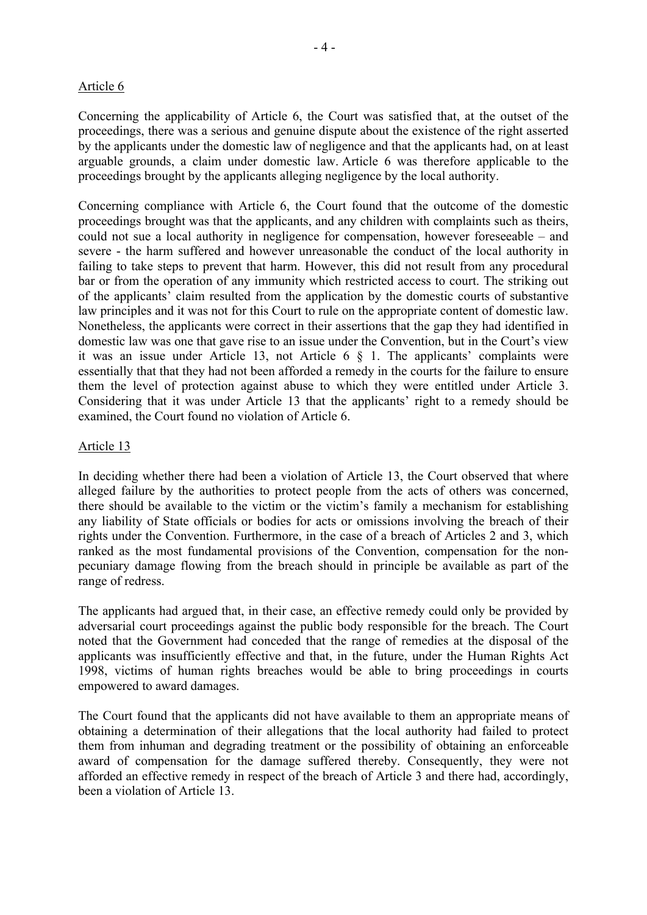Article 6

Concerning the applicability of Article 6, the Court was satisfied that, at the outset of the proceedings, there was a serious and genuine dispute about the existence of the right asserted by the applicants under the domestic law of negligence and that the applicants had, on at least arguable grounds, a claim under domestic law. Article 6 was therefore applicable to the proceedings brought by the applicants alleging negligence by the local authority.

Concerning compliance with Article 6, the Court found that the outcome of the domestic proceedings brought was that the applicants, and any children with complaints such as theirs, could not sue a local authority in negligence for compensation, however foreseeable – and severe - the harm suffered and however unreasonable the conduct of the local authority in failing to take steps to prevent that harm. However, this did not result from any procedural bar or from the operation of any immunity which restricted access to court. The striking out of the applicants' claim resulted from the application by the domestic courts of substantive law principles and it was not for this Court to rule on the appropriate content of domestic law. Nonetheless, the applicants were correct in their assertions that the gap they had identified in domestic law was one that gave rise to an issue under the Convention, but in the Court's view it was an issue under Article 13, not Article 6 § 1. The applicants' complaints were essentially that that they had not been afforded a remedy in the courts for the failure to ensure them the level of protection against abuse to which they were entitled under Article 3. Considering that it was under Article 13 that the applicants' right to a remedy should be examined, the Court found no violation of Article 6.

Article 13

In deciding whether there had been a violation of Article 13, the Court observed that where alleged failure by the authorities to protect people from the acts of others was concerned, there should be available to the victim or the victim's family a mechanism for establishing any liability of State officials or bodies for acts or omissions involving the breach of their rights under the Convention. Furthermore, in the case of a breach of Articles 2 and 3, which ranked as the most fundamental provisions of the Convention, compensation for the non-pecuniary damage flowing from the breach should in principle be available as part of the range of redress.

The applicants had argued that, in their case, an effective remedy could only be provided by adversarial court proceedings against the public body responsible for the breach. The Court noted that the Government had conceded that the range of remedies at the disposal of the applicants was insufficiently effective and that, in the future, under the Human Rights Act 1998, victims of human rights breaches would be able to bring proceedings in courts empowered to award damages.

The Court found that the applicants did not have available to them an appropriate means of obtaining a determination of their allegations that the local authority had failed to protect them from inhuman and degrading treatment or the possibility of obtaining an enforceable award of compensation for the damage suffered thereby. Consequently, they were not afforded an effective remedy in respect of the breach of Article 3 and there had, accordingly, been a violation of Article 13.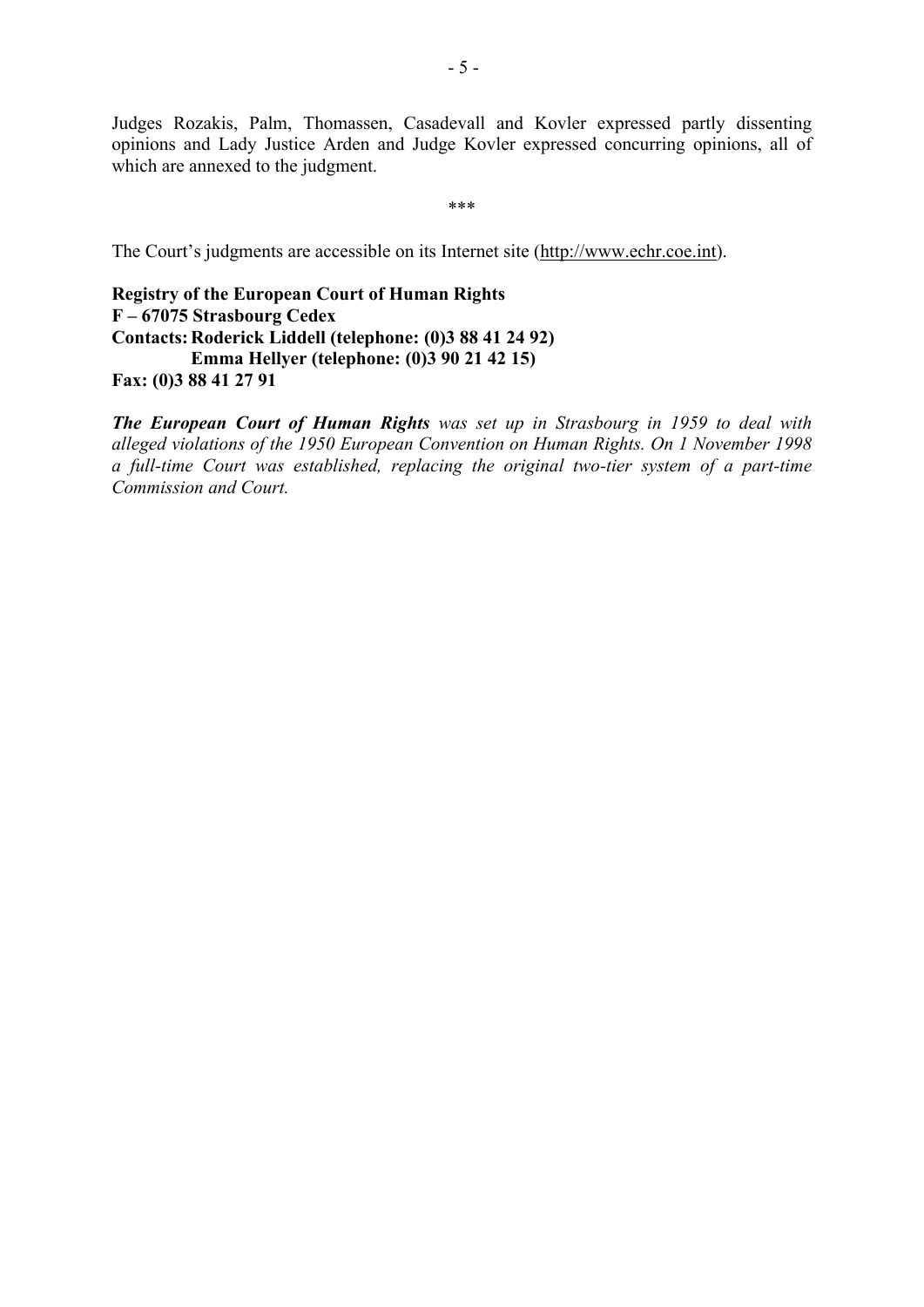Judges Rozakis, Palm, Thomassen, Casadevall and Kovler expressed partly dissenting opinions and Lady Justice Arden and Judge Kovler expressed concurring opinions, all of which are annexed to the judgment.

***

The Court's judgments are accessible on its Internet site (http://www.echr.coe.int).

**Registry of the European Court of Human Rights**
**F – 67075 Strasbourg Cedex**
**Contacts: Roderick Liddell (telephone: (0)3 88 41 24 92)**
**Emma Hellyer (telephone: (0)3 90 21 42 15)**
**Fax: (0)3 88 41 27 91**

***The European Court of Human Rights** was set up in Strasbourg in 1959 to deal with alleged violations of the 1950 European Convention on Human Rights. On 1 November 1998 a full-time Court was established, replacing the original two-tier system of a part-time Commission and Court.*